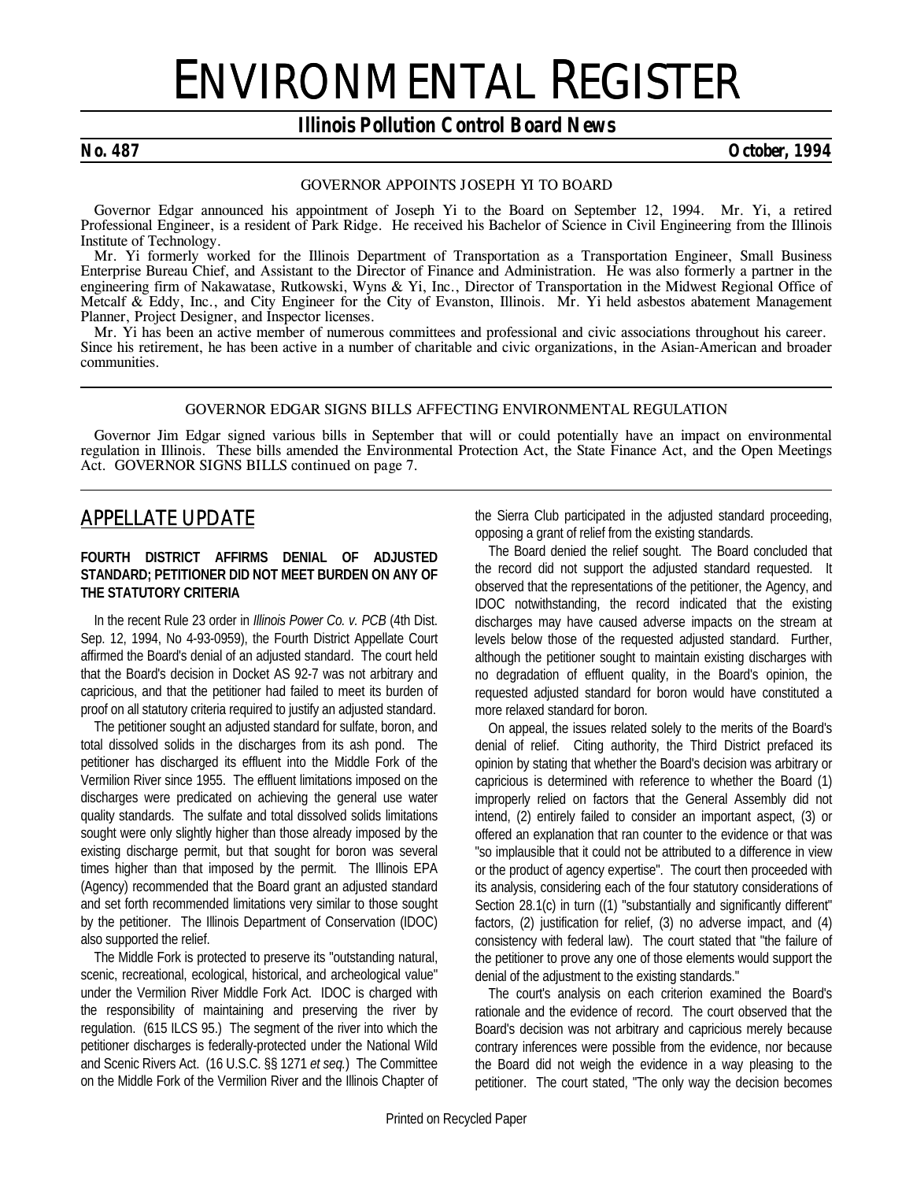# ENVIRONMENTAL REGISTER

## Illinois Pollution Control Board News

**No. 487** **October, 1994**

### GOVERNOR APPOINTS JOSEPH YI TO BOARD

Governor Edgar announced his appointment of Joseph Yi to the Board on September 12, 1994. Mr. Yi, a retired Professional Engineer, is a resident of Park Ridge. He received his Bachelor of Science in Civil Engineering from the Illinois Institute of Technology.

Mr. Yi formerly worked for the Illinois Department of Transportation as a Transportation Engineer, Small Business Enterprise Bureau Chief, and Assistant to the Director of Finance and Administration. He was also formerly a partner in the engineering firm of Nakawatase, Rutkowski, Wyns & Yi, Inc., Director of Transportation in the Midwest Regional Office of Metcalf & Eddy, Inc., and City Engineer for the City of Evanston, Illinois. Mr. Yi held asbestos abatement Management Planner, Project Designer, and Inspector licenses.

Mr. Yi has been an active member of numerous committees and professional and civic associations throughout his career. Since his retirement, he has been active in a number of charitable and civic organizations, in the Asian-American and broader communities.

---

### GOVERNOR EDGAR SIGNS BILLS AFFECTING ENVIRONMENTAL REGULATION

Governor Jim Edgar signed various bills in September that will or could potentially have an impact on environmental regulation in Illinois. These bills amended the Environmental Protection Act, the State Finance Act, and the Open Meetings Act. GOVERNOR SIGNS BILLS continued on page 7.

---

## APPELLATE UPDATE

### FOURTH DISTRICT AFFIRMS DENIAL OF ADJUSTED STANDARD; PETITIONER DID NOT MEET BURDEN ON ANY OF THE STATUTORY CRITERIA

In the recent Rule 23 order in *Illinois Power Co. v. PCB* (4th Dist. Sep. 12, 1994, No 4-93-0959), the Fourth District Appellate Court affirmed the Board's denial of an adjusted standard. The court held that the Board's decision in Docket AS 92-7 was not arbitrary and capricious, and that the petitioner had failed to meet its burden of proof on all statutory criteria required to justify an adjusted standard.

The petitioner sought an adjusted standard for sulfate, boron, and total dissolved solids in the discharges from its ash pond. The petitioner has discharged its effluent into the Middle Fork of the Vermilion River since 1955. The effluent limitations imposed on the discharges were predicated on achieving the general use water quality standards. The sulfate and total dissolved solids limitations sought were only slightly higher than those already imposed by the existing discharge permit, but that sought for boron was several times higher than that imposed by the permit. The Illinois EPA (Agency) recommended that the Board grant an adjusted standard and set forth recommended limitations very similar to those sought by the petitioner. The Illinois Department of Conservation (IDOC) also supported the relief.

The Middle Fork is protected to preserve its "outstanding natural, scenic, recreational, ecological, historical, and archeological value" under the Vermilion River Middle Fork Act. IDOC is charged with the responsibility of maintaining and preserving the river by regulation. (615 ILCS 95.) The segment of the river into which the petitioner discharges is federally-protected under the National Wild and Scenic Rivers Act. (16 U.S.C. §§ 1271 *et seq.*) The Committee on the Middle Fork of the Vermilion River and the Illinois Chapter of the Sierra Club participated in the adjusted standard proceeding, opposing a grant of relief from the existing standards.

The Board denied the relief sought. The Board concluded that the record did not support the adjusted standard requested. It observed that the representations of the petitioner, the Agency, and IDOC notwithstanding, the record indicated that the existing discharges may have caused adverse impacts on the stream at levels below those of the requested adjusted standard. Further, although the petitioner sought to maintain existing discharges with no degradation of effluent quality, in the Board's opinion, the requested adjusted standard for boron would have constituted a more relaxed standard for boron.

On appeal, the issues related solely to the merits of the Board's denial of relief. Citing authority, the Third District prefaced its opinion by stating that whether the Board's decision was arbitrary or capricious is determined with reference to whether the Board (1) improperly relied on factors that the General Assembly did not intend, (2) entirely failed to consider an important aspect, (3) or offered an explanation that ran counter to the evidence or that was "so implausible that it could not be attributed to a difference in view or the product of agency expertise". The court then proceeded with its analysis, considering each of the four statutory considerations of Section 28.1(c) in turn ((1) "substantially and significantly different" factors, (2) justification for relief, (3) no adverse impact, and (4) consistency with federal law). The court stated that "the failure of the petitioner to prove any one of those elements would support the denial of the adjustment to the existing standards."

The court's analysis on each criterion examined the Board's rationale and the evidence of record. The court observed that the Board's decision was not arbitrary and capricious merely because contrary inferences were possible from the evidence, nor because the Board did not weigh the evidence in a way pleasing to the petitioner. The court stated, "The only way the decision becomes

Printed on Recycled Paper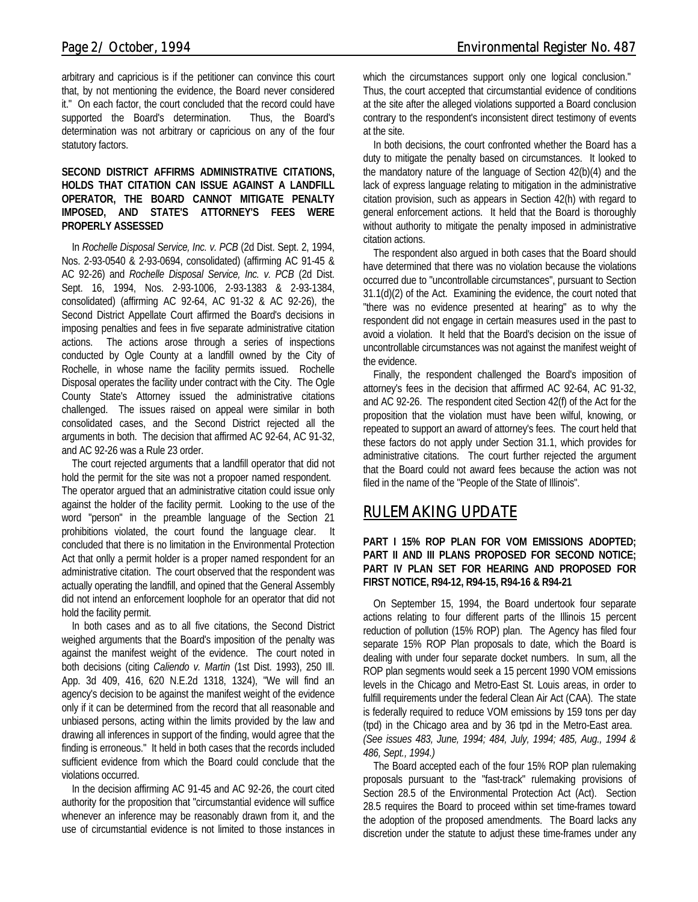arbitrary and capricious is if the petitioner can convince this court that, by not mentioning the evidence, the Board never considered it." On each factor, the court concluded that the record could have supported the Board's determination. Thus, the Board's determination was not arbitrary or capricious on any of the four statutory factors.

### SECOND DISTRICT AFFIRMS ADMINISTRATIVE CITATIONS, HOLDS THAT CITATION CAN ISSUE AGAINST A LANDFILL OPERATOR, THE BOARD CANNOT MITIGATE PENALTY IMPOSED, AND STATE'S ATTORNEY'S FEES WERE PROPERLY ASSESSED

In *Rochelle Disposal Service, Inc. v. PCB* (2d Dist. Sept. 2, 1994, Nos. 2-93-0540 & 2-93-0694, consolidated) (affirming AC 91-45 & AC 92-26) and *Rochelle Disposal Service, Inc. v. PCB* (2d Dist. Sept. 16, 1994, Nos. 2-93-1006, 2-93-1383 & 2-93-1384, consolidated) (affirming AC 92-64, AC 91-32 & AC 92-26), the Second District Appellate Court affirmed the Board's decisions in imposing penalties and fees in five separate administrative citation actions. The actions arose through a series of inspections conducted by Ogle County at a landfill owned by the City of Rochelle, in whose name the facility permits issued. Rochelle Disposal operates the facility under contract with the City. The Ogle County State's Attorney issued the administrative citations challenged. The issues raised on appeal were similar in both consolidated cases, and the Second District rejected all the arguments in both. The decision that affirmed AC 92-64, AC 91-32, and AC 92-26 was a Rule 23 order.

The court rejected arguments that a landfill operator that did not hold the permit for the site was not a propoer named respondent. The operator argued that an administrative citation could issue only against the holder of the facility permit. Looking to the use of the word "person" in the preamble language of the Section 21 prohibitions violated, the court found the language clear. It concluded that there is no limitation in the Environmental Protection Act that onlly a permit holder is a proper named respondent for an administrative citation. The court observed that the respondent was actually operating the landfill, and opined that the General Assembly did not intend an enforcement loophole for an operator that did not hold the facility permit.

In both cases and as to all five citations, the Second District weighed arguments that the Board's imposition of the penalty was against the manifest weight of the evidence. The court noted in both decisions (citing *Caliendo v. Martin* (1st Dist. 1993), 250 Ill. App. 3d 409, 416, 620 N.E.2d 1318, 1324), "We will find an agency's decision to be against the manifest weight of the evidence only if it can be determined from the record that all reasonable and unbiased persons, acting within the limits provided by the law and drawing all inferences in support of the finding, would agree that the finding is erroneous." It held in both cases that the records included sufficient evidence from which the Board could conclude that the violations occurred.

In the decision affirming AC 91-45 and AC 92-26, the court cited authority for the proposition that "circumstantial evidence will suffice whenever an inference may be reasonably drawn from it, and the use of circumstantial evidence is not limited to those instances in which the circumstances support only one logical conclusion." Thus, the court accepted that circumstantial evidence of conditions at the site after the alleged violations supported a Board conclusion contrary to the respondent's inconsistent direct testimony of events at the site.

In both decisions, the court confronted whether the Board has a duty to mitigate the penalty based on circumstances. It looked to the mandatory nature of the language of Section 42(b)(4) and the lack of express language relating to mitigation in the administrative citation provision, such as appears in Section 42(h) with regard to general enforcement actions. It held that the Board is thoroughly without authority to mitigate the penalty imposed in administrative citation actions.

The respondent also argued in both cases that the Board should have determined that there was no violation because the violations occurred due to "uncontrollable circumstances", pursuant to Section 31.1(d)(2) of the Act. Examining the evidence, the court noted that "there was no evidence presented at hearing" as to why the respondent did not engage in certain measures used in the past to avoid a violation. It held that the Board's decision on the issue of uncontrollable circumstances was not against the manifest weight of the evidence.

Finally, the respondent challenged the Board's imposition of attorney's fees in the decision that affirmed AC 92-64, AC 91-32, and AC 92-26. The respondent cited Section 42(f) of the Act for the proposition that the violation must have been wilful, knowing, or repeated to support an award of attorney's fees. The court held that these factors do not apply under Section 31.1, which provides for administrative citations. The court further rejected the argument that the Board could not award fees because the action was not filed in the name of the "People of the State of Illinois".

## RULEMAKING UPDATE

### PART I 15% ROP PLAN FOR VOM EMISSIONS ADOPTED; PART II AND III PLANS PROPOSED FOR SECOND NOTICE; PART IV PLAN SET FOR HEARING AND PROPOSED FOR FIRST NOTICE, R94-12, R94-15, R94-16 & R94-21

On September 15, 1994, the Board undertook four separate actions relating to four different parts of the Illinois 15 percent reduction of pollution (15% ROP) plan. The Agency has filed four separate 15% ROP Plan proposals to date, which the Board is dealing with under four separate docket numbers. In sum, all the ROP plan segments would seek a 15 percent 1990 VOM emissions levels in the Chicago and Metro-East St. Louis areas, in order to fulfill requirements under the federal Clean Air Act (CAA). The state is federally required to reduce VOM emissions by 159 tons per day (tpd) in the Chicago area and by 36 tpd in the Metro-East area. *(See issues 483, June, 1994; 484, July, 1994; 485, Aug., 1994 & 486, Sept., 1994.)*

The Board accepted each of the four 15% ROP plan rulemaking proposals pursuant to the "fast-track" rulemaking provisions of Section 28.5 of the Environmental Protection Act (Act). Section 28.5 requires the Board to proceed within set time-frames toward the adoption of the proposed amendments. The Board lacks any discretion under the statute to adjust these time-frames under any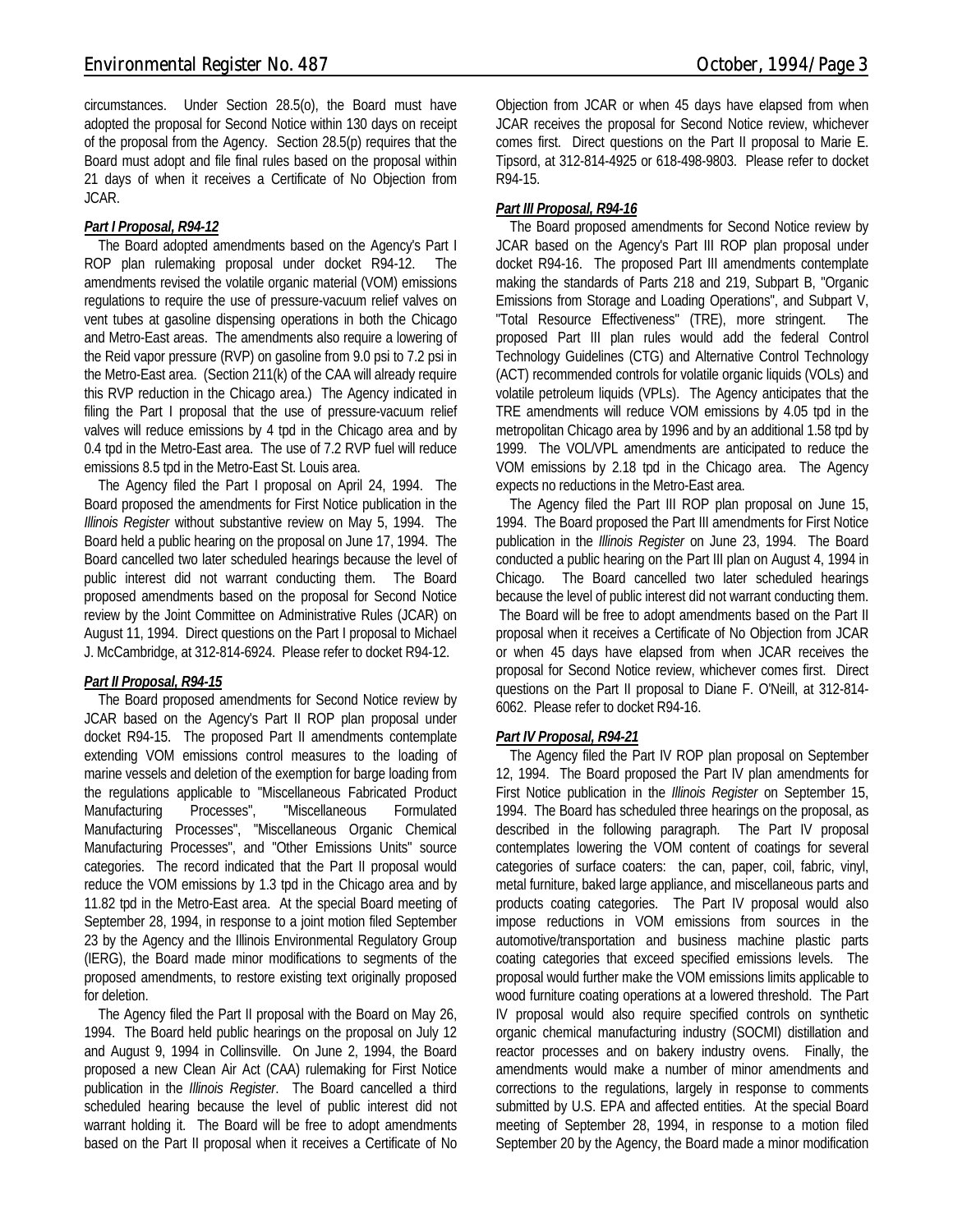circumstances. Under Section 28.5(o), the Board must have adopted the proposal for Second Notice within 130 days on receipt of the proposal from the Agency. Section 28.5(p) requires that the Board must adopt and file final rules based on the proposal within 21 days of when it receives a Certificate of No Objection from JCAR.

***Part I Proposal, R94-12***

The Board adopted amendments based on the Agency's Part I ROP plan rulemaking proposal under docket R94-12. The amendments revised the volatile organic material (VOM) emissions regulations to require the use of pressure-vacuum relief valves on vent tubes at gasoline dispensing operations in both the Chicago and Metro-East areas. The amendments also require a lowering of the Reid vapor pressure (RVP) on gasoline from 9.0 psi to 7.2 psi in the Metro-East area. (Section 211(k) of the CAA will already require this RVP reduction in the Chicago area.) The Agency indicated in filing the Part I proposal that the use of pressure-vacuum relief valves will reduce emissions by 4 tpd in the Chicago area and by 0.4 tpd in the Metro-East area. The use of 7.2 RVP fuel will reduce emissions 8.5 tpd in the Metro-East St. Louis area.

The Agency filed the Part I proposal on April 24, 1994. The Board proposed the amendments for First Notice publication in the *Illinois Register* without substantive review on May 5, 1994. The Board held a public hearing on the proposal on June 17, 1994. The Board cancelled two later scheduled hearings because the level of public interest did not warrant conducting them. The Board proposed amendments based on the proposal for Second Notice review by the Joint Committee on Administrative Rules (JCAR) on August 11, 1994. Direct questions on the Part I proposal to Michael J. McCambridge, at 312-814-6924. Please refer to docket R94-12.

***Part II Proposal, R94-15***

The Board proposed amendments for Second Notice review by JCAR based on the Agency's Part II ROP plan proposal under docket R94-15. The proposed Part II amendments contemplate extending VOM emissions control measures to the loading of marine vessels and deletion of the exemption for barge loading from the regulations applicable to "Miscellaneous Fabricated Product Manufacturing Processes", "Miscellaneous Formulated Manufacturing Processes", "Miscellaneous Organic Chemical Manufacturing Processes", and "Other Emissions Units" source categories. The record indicated that the Part II proposal would reduce the VOM emissions by 1.3 tpd in the Chicago area and by 11.82 tpd in the Metro-East area. At the special Board meeting of September 28, 1994, in response to a joint motion filed September 23 by the Agency and the Illinois Environmental Regulatory Group (IERG), the Board made minor modifications to segments of the proposed amendments, to restore existing text originally proposed for deletion.

The Agency filed the Part II proposal with the Board on May 26, 1994. The Board held public hearings on the proposal on July 12 and August 9, 1994 in Collinsville. On June 2, 1994, the Board proposed a new Clean Air Act (CAA) rulemaking for First Notice publication in the *Illinois Register*. The Board cancelled a third scheduled hearing because the level of public interest did not warrant holding it. The Board will be free to adopt amendments based on the Part II proposal when it receives a Certificate of No Objection from JCAR or when 45 days have elapsed from when JCAR receives the proposal for Second Notice review, whichever comes first. Direct questions on the Part II proposal to Marie E. Tipsord, at 312-814-4925 or 618-498-9803. Please refer to docket R94-15.

***Part III Proposal, R94-16***

The Board proposed amendments for Second Notice review by JCAR based on the Agency's Part III ROP plan proposal under docket R94-16. The proposed Part III amendments contemplate making the standards of Parts 218 and 219, Subpart B, "Organic Emissions from Storage and Loading Operations", and Subpart V, "Total Resource Effectiveness" (TRE), more stringent. The proposed Part III plan rules would add the federal Control Technology Guidelines (CTG) and Alternative Control Technology (ACT) recommended controls for volatile organic liquids (VOLs) and volatile petroleum liquids (VPLs). The Agency anticipates that the TRE amendments will reduce VOM emissions by 4.05 tpd in the metropolitan Chicago area by 1996 and by an additional 1.58 tpd by 1999. The VOL/VPL amendments are anticipated to reduce the VOM emissions by 2.18 tpd in the Chicago area. The Agency expects no reductions in the Metro-East area.

The Agency filed the Part III ROP plan proposal on June 15, 1994. The Board proposed the Part III amendments for First Notice publication in the *Illinois Register* on June 23, 1994. The Board conducted a public hearing on the Part III plan on August 4, 1994 in Chicago. The Board cancelled two later scheduled hearings because the level of public interest did not warrant conducting them. The Board will be free to adopt amendments based on the Part II proposal when it receives a Certificate of No Objection from JCAR or when 45 days have elapsed from when JCAR receives the proposal for Second Notice review, whichever comes first. Direct questions on the Part II proposal to Diane F. O'Neill, at 312-814-6062. Please refer to docket R94-16.

***Part IV Proposal, R94-21***

The Agency filed the Part IV ROP plan proposal on September 12, 1994. The Board proposed the Part IV plan amendments for First Notice publication in the *Illinois Register* on September 15, 1994. The Board has scheduled three hearings on the proposal, as described in the following paragraph. The Part IV proposal contemplates lowering the VOM content of coatings for several categories of surface coaters: the can, paper, coil, fabric, vinyl, metal furniture, baked large appliance, and miscellaneous parts and products coating categories. The Part IV proposal would also impose reductions in VOM emissions from sources in the automotive/transportation and business machine plastic parts coating categories that exceed specified emissions levels. The proposal would further make the VOM emissions limits applicable to wood furniture coating operations at a lowered threshold. The Part IV proposal would also require specified controls on synthetic organic chemical manufacturing industry (SOCMI) distillation and reactor processes and on bakery industry ovens. Finally, the amendments would make a number of minor amendments and corrections to the regulations, largely in response to comments submitted by U.S. EPA and affected entities. At the special Board meeting of September 28, 1994, in response to a motion filed September 20 by the Agency, the Board made a minor modification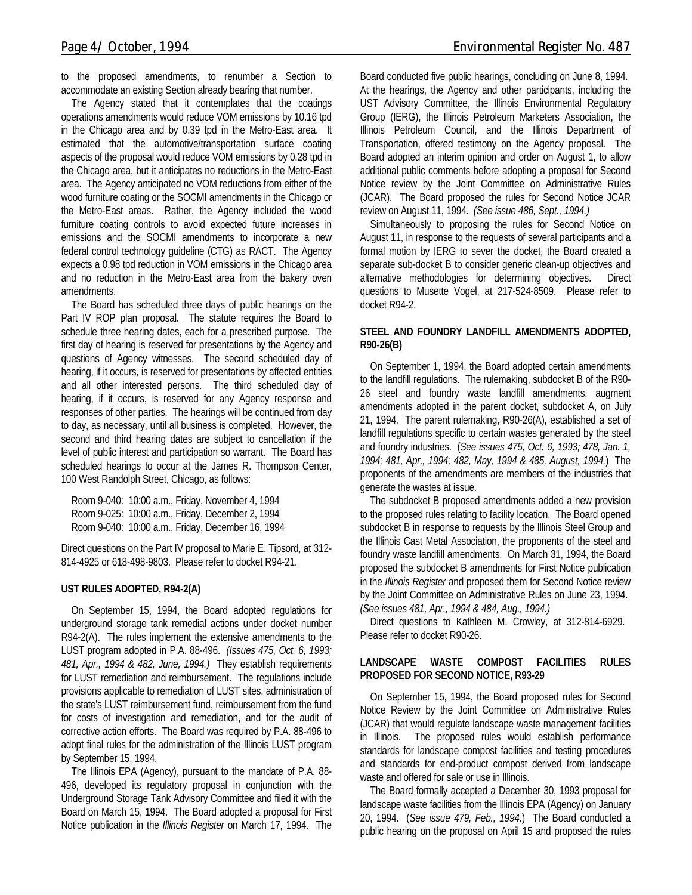to the proposed amendments, to renumber a Section to accommodate an existing Section already bearing that number.

The Agency stated that it contemplates that the coatings operations amendments would reduce VOM emissions by 10.16 tpd in the Chicago area and by 0.39 tpd in the Metro-East area. It estimated that the automotive/transportation surface coating aspects of the proposal would reduce VOM emissions by 0.28 tpd in the Chicago area, but it anticipates no reductions in the Metro-East area. The Agency anticipated no VOM reductions from either of the wood furniture coating or the SOCMI amendments in the Chicago or the Metro-East areas. Rather, the Agency included the wood furniture coating controls to avoid expected future increases in emissions and the SOCMI amendments to incorporate a new federal control technology guideline (CTG) as RACT. The Agency expects a 0.98 tpd reduction in VOM emissions in the Chicago area and no reduction in the Metro-East area from the bakery oven amendments.

The Board has scheduled three days of public hearings on the Part IV ROP plan proposal. The statute requires the Board to schedule three hearing dates, each for a prescribed purpose. The first day of hearing is reserved for presentations by the Agency and questions of Agency witnesses. The second scheduled day of hearing, if it occurs, is reserved for presentations by affected entities and all other interested persons. The third scheduled day of hearing, if it occurs, is reserved for any Agency response and responses of other parties. The hearings will be continued from day to day, as necessary, until all business is completed. However, the second and third hearing dates are subject to cancellation if the level of public interest and participation so warrant. The Board has scheduled hearings to occur at the James R. Thompson Center, 100 West Randolph Street, Chicago, as follows:

Room 9-040: 10:00 a.m., Friday, November 4, 1994
Room 9-025: 10:00 a.m., Friday, December 2, 1994
Room 9-040: 10:00 a.m., Friday, December 16, 1994

Direct questions on the Part IV proposal to Marie E. Tipsord, at 312-814-4925 or 618-498-9803. Please refer to docket R94-21.

**UST RULES ADOPTED, R94-2(A)**

On September 15, 1994, the Board adopted regulations for underground storage tank remedial actions under docket number R94-2(A). The rules implement the extensive amendments to the LUST program adopted in P.A. 88-496. *(Issues 475, Oct. 6, 1993; 481, Apr., 1994 & 482, June, 1994.)* They establish requirements for LUST remediation and reimbursement. The regulations include provisions applicable to remediation of LUST sites, administration of the state's LUST reimbursement fund, reimbursement from the fund for costs of investigation and remediation, and for the audit of corrective action efforts. The Board was required by P.A. 88-496 to adopt final rules for the administration of the Illinois LUST program by September 15, 1994.

The Illinois EPA (Agency), pursuant to the mandate of P.A. 88-496, developed its regulatory proposal in conjunction with the Underground Storage Tank Advisory Committee and filed it with the Board on March 15, 1994. The Board adopted a proposal for First Notice publication in the *Illinois Register* on March 17, 1994. The Board conducted five public hearings, concluding on June 8, 1994. At the hearings, the Agency and other participants, including the UST Advisory Committee, the Illinois Environmental Regulatory Group (IERG), the Illinois Petroleum Marketers Association, the Illinois Petroleum Council, and the Illinois Department of Transportation, offered testimony on the Agency proposal. The Board adopted an interim opinion and order on August 1, to allow additional public comments before adopting a proposal for Second Notice review by the Joint Committee on Administrative Rules (JCAR). The Board proposed the rules for Second Notice JCAR review on August 11, 1994. *(See issue 486, Sept., 1994.)*

Simultaneously to proposing the rules for Second Notice on August 11, in response to the requests of several participants and a formal motion by IERG to sever the docket, the Board created a separate sub-docket B to consider generic clean-up objectives and alternative methodologies for determining objectives. Direct questions to Musette Vogel, at 217-524-8509. Please refer to docket R94-2.

**STEEL AND FOUNDRY LANDFILL AMENDMENTS ADOPTED, R90-26(B)**

On September 1, 1994, the Board adopted certain amendments to the landfill regulations. The rulemaking, subdocket B of the R90-26 steel and foundry waste landfill amendments, augment amendments adopted in the parent docket, subdocket A, on July 21, 1994. The parent rulemaking, R90-26(A), established a set of landfill regulations specific to certain wastes generated by the steel and foundry industries. (*See issues 475, Oct. 6, 1993; 478, Jan. 1, 1994; 481, Apr., 1994; 482, May, 1994 & 485, August, 1994.*) The proponents of the amendments are members of the industries that generate the wastes at issue.

The subdocket B proposed amendments added a new provision to the proposed rules relating to facility location. The Board opened subdocket B in response to requests by the Illinois Steel Group and the Illinois Cast Metal Association, the proponents of the steel and foundry waste landfill amendments. On March 31, 1994, the Board proposed the subdocket B amendments for First Notice publication in the *Illinois Register* and proposed them for Second Notice review by the Joint Committee on Administrative Rules on June 23, 1994. *(See issues 481, Apr., 1994 & 484, Aug., 1994.)*

Direct questions to Kathleen M. Crowley, at 312-814-6929. Please refer to docket R90-26.

**LANDSCAPE WASTE COMPOST FACILITIES RULES PROPOSED FOR SECOND NOTICE, R93-29**

On September 15, 1994, the Board proposed rules for Second Notice Review by the Joint Committee on Administrative Rules (JCAR) that would regulate landscape waste management facilities in Illinois. The proposed rules would establish performance standards for landscape compost facilities and testing procedures and standards for end-product compost derived from landscape waste and offered for sale or use in Illinois.

The Board formally accepted a December 30, 1993 proposal for landscape waste facilities from the Illinois EPA (Agency) on January 20, 1994. (*See issue 479, Feb., 1994.*) The Board conducted a public hearing on the proposal on April 15 and proposed the rules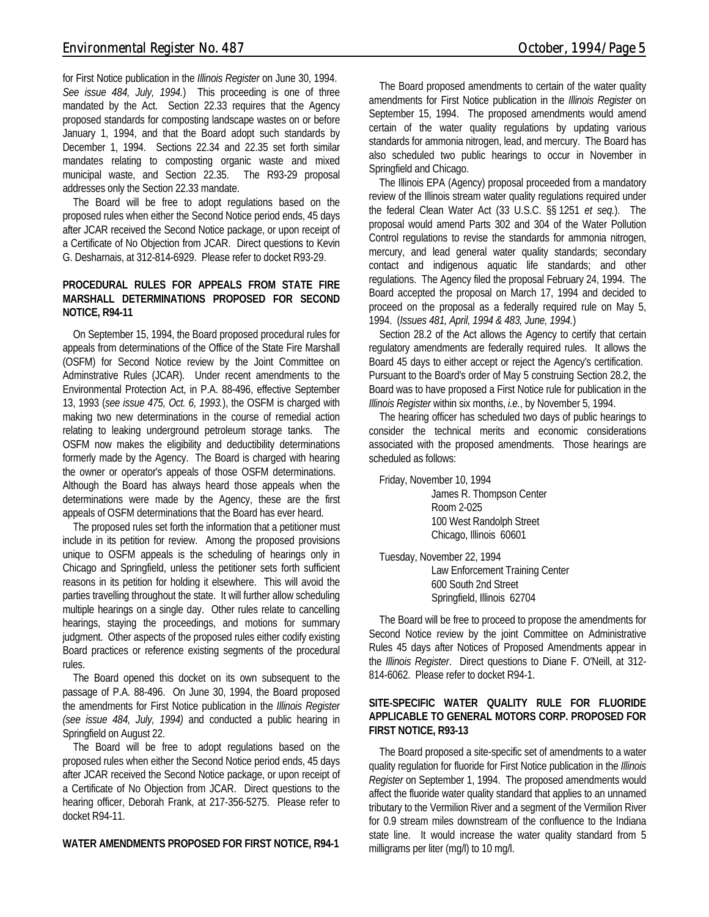for First Notice publication in the *Illinois Register* on June 30, 1994. *See issue 484, July, 1994.*) This proceeding is one of three mandated by the Act. Section 22.33 requires that the Agency proposed standards for composting landscape wastes on or before January 1, 1994, and that the Board adopt such standards by December 1, 1994. Sections 22.34 and 22.35 set forth similar mandates relating to composting organic waste and mixed municipal waste, and Section 22.35. The R93-29 proposal addresses only the Section 22.33 mandate.

The Board will be free to adopt regulations based on the proposed rules when either the Second Notice period ends, 45 days after JCAR received the Second Notice package, or upon receipt of a Certificate of No Objection from JCAR. Direct questions to Kevin G. Desharnais, at 312-814-6929. Please refer to docket R93-29.

**PROCEDURAL RULES FOR APPEALS FROM STATE FIRE MARSHALL DETERMINATIONS PROPOSED FOR SECOND NOTICE, R94-11**

On September 15, 1994, the Board proposed procedural rules for appeals from determinations of the Office of the State Fire Marshall (OSFM) for Second Notice review by the Joint Committee on Adminstrative Rules (JCAR). Under recent amendments to the Environmental Protection Act, in P.A. 88-496, effective September 13, 1993 (*see issue 475, Oct. 6, 1993.*), the OSFM is charged with making two new determinations in the course of remedial action relating to leaking underground petroleum storage tanks. The OSFM now makes the eligibility and deductibility determinations formerly made by the Agency. The Board is charged with hearing the owner or operator's appeals of those OSFM determinations. Although the Board has always heard those appeals when the determinations were made by the Agency, these are the first appeals of OSFM determinations that the Board has ever heard.

The proposed rules set forth the information that a petitioner must include in its petition for review. Among the proposed provisions unique to OSFM appeals is the scheduling of hearings only in Chicago and Springfield, unless the petitioner sets forth sufficient reasons in its petition for holding it elsewhere. This will avoid the parties travelling throughout the state. It will further allow scheduling multiple hearings on a single day. Other rules relate to cancelling hearings, staying the proceedings, and motions for summary judgment. Other aspects of the proposed rules either codify existing Board practices or reference existing segments of the procedural rules.

The Board opened this docket on its own subsequent to the passage of P.A. 88-496. On June 30, 1994, the Board proposed the amendments for First Notice publication in the *Illinois Register (see issue 484, July, 1994)* and conducted a public hearing in Springfield on August 22.

The Board will be free to adopt regulations based on the proposed rules when either the Second Notice period ends, 45 days after JCAR received the Second Notice package, or upon receipt of a Certificate of No Objection from JCAR. Direct questions to the hearing officer, Deborah Frank, at 217-356-5275. Please refer to docket R94-11.

**WATER AMENDMENTS PROPOSED FOR FIRST NOTICE, R94-1**

The Board proposed amendments to certain of the water quality amendments for First Notice publication in the *Illinois Register* on September 15, 1994. The proposed amendments would amend certain of the water quality regulations by updating various standards for ammonia nitrogen, lead, and mercury. The Board has also scheduled two public hearings to occur in November in Springfield and Chicago.

The Illinois EPA (Agency) proposal proceeded from a mandatory review of the Illinois stream water quality regulations required under the federal Clean Water Act (33 U.S.C. §§ 1251 *et seq.*). The proposal would amend Parts 302 and 304 of the Water Pollution Control regulations to revise the standards for ammonia nitrogen, mercury, and lead general water quality standards; secondary contact and indigenous aquatic life standards; and other regulations. The Agency filed the proposal February 24, 1994. The Board accepted the proposal on March 17, 1994 and decided to proceed on the proposal as a federally required rule on May 5, 1994. (*Issues 481, April, 1994 & 483, June, 1994.*)

Section 28.2 of the Act allows the Agency to certify that certain regulatory amendments are federally required rules. It allows the Board 45 days to either accept or reject the Agency's certification. Pursuant to the Board's order of May 5 construing Section 28.2, the Board was to have proposed a First Notice rule for publication in the *Illinois Register* within six months, *i.e.*, by November 5, 1994.

The hearing officer has scheduled two days of public hearings to consider the technical merits and economic considerations associated with the proposed amendments. Those hearings are scheduled as follows:

Friday, November 10, 1994
James R. Thompson Center
Room 2-025
100 West Randolph Street
Chicago, Illinois 60601

Tuesday, November 22, 1994
Law Enforcement Training Center
600 South 2nd Street
Springfield, Illinois 62704

The Board will be free to proceed to propose the amendments for Second Notice review by the joint Committee on Administrative Rules 45 days after Notices of Proposed Amendments appear in the *Illinois Register*. Direct questions to Diane F. O'Neill, at 312-814-6062. Please refer to docket R94-1.

**SITE-SPECIFIC WATER QUALITY RULE FOR FLUORIDE APPLICABLE TO GENERAL MOTORS CORP. PROPOSED FOR FIRST NOTICE, R93-13**

The Board proposed a site-specific set of amendments to a water quality regulation for fluoride for First Notice publication in the *Illinois Register* on September 1, 1994. The proposed amendments would affect the fluoride water quality standard that applies to an unnamed tributary to the Vermilion River and a segment of the Vermilion River for 0.9 stream miles downstream of the confluence to the Indiana state line. It would increase the water quality standard from 5 milligrams per liter (mg/l) to 10 mg/l.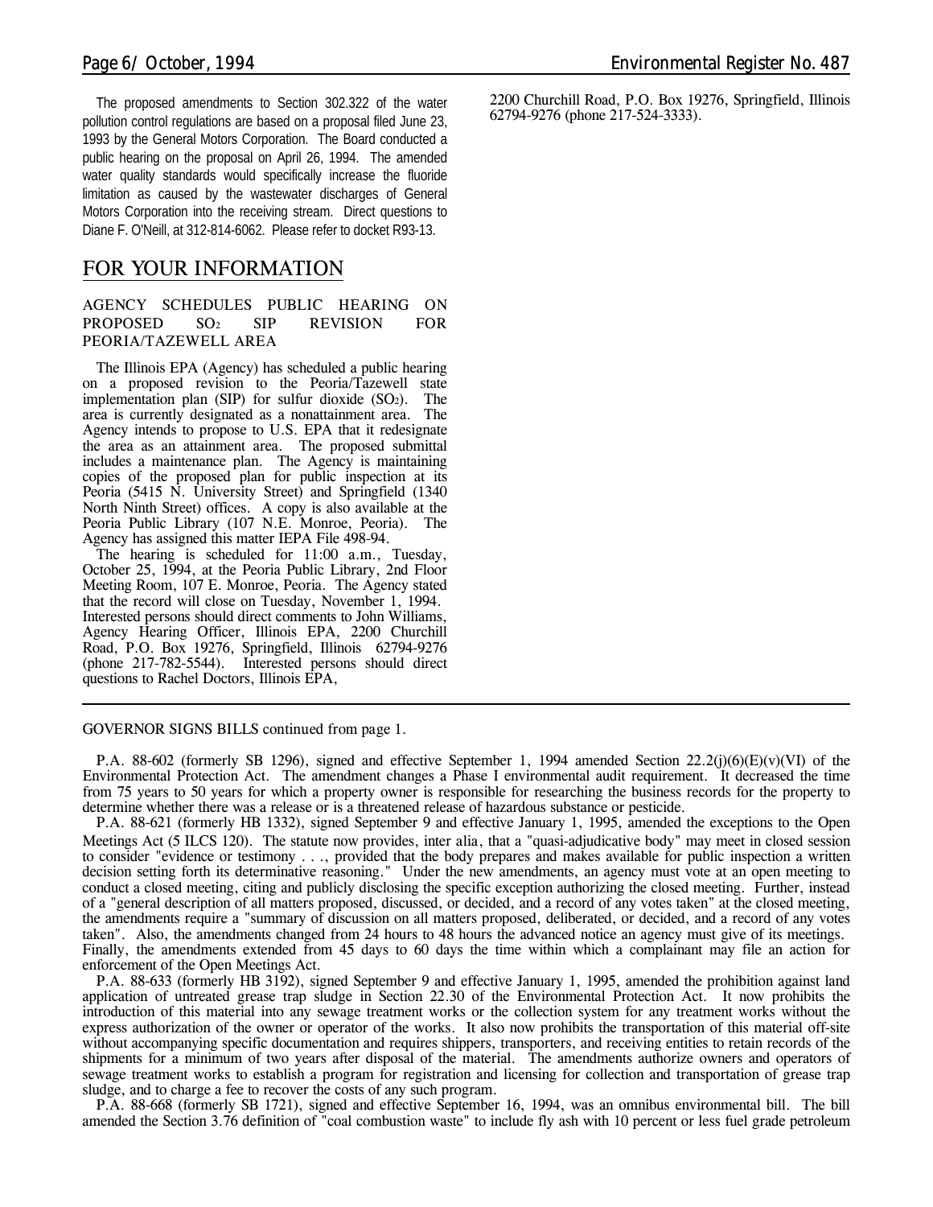The proposed amendments to Section 302.322 of the water pollution control regulations are based on a proposal filed June 23, 1993 by the General Motors Corporation. The Board conducted a public hearing on the proposal on April 26, 1994. The amended water quality standards would specifically increase the fluoride limitation as caused by the wastewater discharges of General Motors Corporation into the receiving stream. Direct questions to Diane F. O'Neill, at 312-814-6062. Please refer to docket R93-13.

## FOR YOUR INFORMATION

### AGENCY SCHEDULES PUBLIC HEARING ON PROPOSED $SO_2$ SIP REVISION FOR PEORIA/TAZEWELL AREA

The Illinois EPA (Agency) has scheduled a public hearing on a proposed revision to the Peoria/Tazewell state implementation plan (SIP) for sulfur dioxide ($SO_2$). The area is currently designated as a nonattainment area. The Agency intends to propose to U.S. EPA that it redesignate the area as an attainment area. The proposed submittal includes a maintenance plan. The Agency is maintaining copies of the proposed plan for public inspection at its Peoria (5415 N. University Street) and Springfield (1340 North Ninth Street) offices. A copy is also available at the Peoria Public Library (107 N.E. Monroe, Peoria). The Agency has assigned this matter IEPA File 498-94.

The hearing is scheduled for 11:00 a.m., Tuesday, October 25, 1994, at the Peoria Public Library, 2nd Floor Meeting Room, 107 E. Monroe, Peoria. The Agency stated that the record will close on Tuesday, November 1, 1994. Interested persons should direct comments to John Williams, Agency Hearing Officer, Illinois EPA, 2200 Churchill Road, P.O. Box 19276, Springfield, Illinois 62794-9276 (phone 217-782-5544). Interested persons should direct questions to Rachel Doctors, Illinois EPA, 2200 Churchill Road, P.O. Box 19276, Springfield, Illinois 62794-9276 (phone 217-524-3333).

---

GOVERNOR SIGNS BILLS continued from page 1.

P.A. 88-602 (formerly SB 1296), signed and effective September 1, 1994 amended Section 22.2(j)(6)(E)(v)(VI) of the Environmental Protection Act. The amendment changes a Phase I environmental audit requirement. It decreased the time from 75 years to 50 years for which a property owner is responsible for researching the business records for the property to determine whether there was a release or is a threatened release of hazardous substance or pesticide.

P.A. 88-621 (formerly HB 1332), signed September 9 and effective January 1, 1995, amended the exceptions to the Open Meetings Act (5 ILCS 120). The statute now provides, inter alia, that a "quasi-adjudicative body" may meet in closed session to consider "evidence or testimony . . ., provided that the body prepares and makes available for public inspection a written decision setting forth its determinative reasoning." Under the new amendments, an agency must vote at an open meeting to conduct a closed meeting, citing and publicly disclosing the specific exception authorizing the closed meeting. Further, instead of a "general description of all matters proposed, discussed, or decided, and a record of any votes taken" at the closed meeting, the amendments require a "summary of discussion on all matters proposed, deliberated, or decided, and a record of any votes taken". Also, the amendments changed from 24 hours to 48 hours the advanced notice an agency must give of its meetings. Finally, the amendments extended from 45 days to 60 days the time within which a complainant may file an action for enforcement of the Open Meetings Act.

P.A. 88-633 (formerly HB 3192), signed September 9 and effective January 1, 1995, amended the prohibition against land application of untreated grease trap sludge in Section 22.30 of the Environmental Protection Act. It now prohibits the introduction of this material into any sewage treatment works or the collection system for any treatment works without the express authorization of the owner or operator of the works. It also now prohibits the transportation of this material off-site without accompanying specific documentation and requires shippers, transporters, and receiving entities to retain records of the shipments for a minimum of two years after disposal of the material. The amendments authorize owners and operators of sewage treatment works to establish a program for registration and licensing for collection and transportation of grease trap sludge, and to charge a fee to recover the costs of any such program.

P.A. 88-668 (formerly SB 1721), signed and effective September 16, 1994, was an omnibus environmental bill. The bill amended the Section 3.76 definition of "coal combustion waste" to include fly ash with 10 percent or less fuel grade petroleum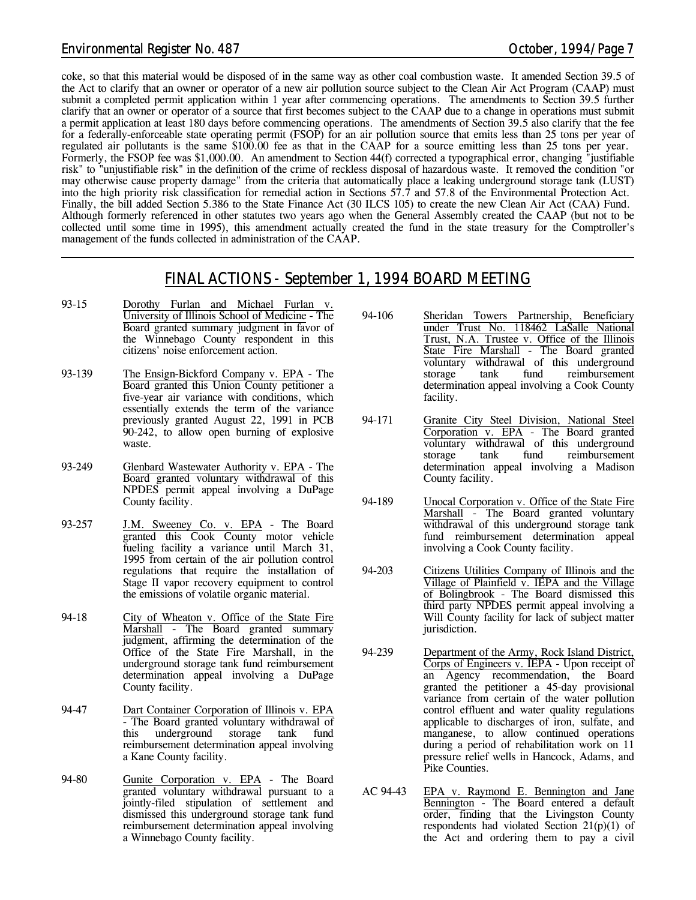coke, so that this material would be disposed of in the same way as other coal combustion waste. It amended Section 39.5 of the Act to clarify that an owner or operator of a new air pollution source subject to the Clean Air Act Program (CAAP) must submit a completed permit application within 1 year after commencing operations. The amendments to Section 39.5 further clarify that an owner or operator of a source that first becomes subject to the CAAP due to a change in operations must submit a permit application at least 180 days before commencing operations. The amendments of Section 39.5 also clarify that the fee for a federally-enforceable state operating permit (FSOP) for an air pollution source that emits less than 25 tons per year of regulated air pollutants is the same $100.00 fee as that in the CAAP for a source emitting less than 25 tons per year. Formerly, the FSOP fee was $1,000.00. An amendment to Section 44(f) corrected a typographical error, changing "justifiable risk" to "unjustifiable risk" in the definition of the crime of reckless disposal of hazardous waste. It removed the condition "or may otherwise cause property damage" from the criteria that automatically place a leaking underground storage tank (LUST) into the high priority risk classification for remedial action in Sections 57.7 and 57.8 of the Environmental Protection Act. Finally, the bill added Section 5.386 to the State Finance Act (30 ILCS 105) to create the new Clean Air Act (CAA) Fund. Although formerly referenced in other statutes two years ago when the General Assembly created the CAAP (but not to be collected until some time in 1995), this amendment actually created the fund in the state treasury for the Comptroller's management of the funds collected in administration of the CAAP.

## FINAL ACTIONS - September 1, 1994 BOARD MEETING

93-15 — Dorothy Furlan and Michael Furlan v. University of Illinois School of Medicine - The Board granted summary judgment in favor of the Winnebago County respondent in this citizens' noise enforcement action.

93-139 — The Ensign-Bickford Company v. EPA - The Board granted this Union County petitioner a five-year air variance with conditions, which essentially extends the term of the variance previously granted August 22, 1991 in PCB 90-242, to allow open burning of explosive waste.

93-249 — Glenbard Wastewater Authority v. EPA - The Board granted voluntary withdrawal of this NPDES permit appeal involving a DuPage County facility.

93-257 — J.M. Sweeney Co. v. EPA - The Board granted this Cook County motor vehicle fueling facility a variance until March 31, 1995 from certain of the air pollution control regulations that require the installation of Stage II vapor recovery equipment to control the emissions of volatile organic material.

94-18 — City of Wheaton v. Office of the State Fire Marshall - The Board granted summary judgment, affirming the determination of the Office of the State Fire Marshall, in the underground storage tank fund reimbursement determination appeal involving a DuPage County facility.

94-47 — Dart Container Corporation of Illinois v. EPA - The Board granted voluntary withdrawal of this underground storage tank fund reimbursement determination appeal involving a Kane County facility.

94-80 — Gunite Corporation v. EPA - The Board granted voluntary withdrawal pursuant to a jointly-filed stipulation of settlement and dismissed this underground storage tank fund reimbursement determination appeal involving a Winnebago County facility.

94-106 — Sheridan Towers Partnership, Beneficiary under Trust No. 118462 LaSalle National Trust, N.A. Trustee v. Office of the Illinois State Fire Marshall - The Board granted voluntary withdrawal of this underground storage tank fund reimbursement determination appeal involving a Cook County facility.

94-171 — Granite City Steel Division, National Steel Corporation v. EPA - The Board granted voluntary withdrawal of this underground storage tank fund reimbursement determination appeal involving a Madison County facility.

94-189 — Unocal Corporation v. Office of the State Fire Marshall - The Board granted voluntary withdrawal of this underground storage tank fund reimbursement determination appeal involving a Cook County facility.

94-203 — Citizens Utilities Company of Illinois and the Village of Plainfield v. IEPA and the Village of Bolingbrook - The Board dismissed this third party NPDES permit appeal involving a Will County facility for lack of subject matter jurisdiction.

94-239 — Department of the Army, Rock Island District, Corps of Engineers v. IEPA - Upon receipt of an Agency recommendation, the Board granted the petitioner a 45-day provisional variance from certain of the water pollution control effluent and water quality regulations applicable to discharges of iron, sulfate, and manganese, to allow continued operations during a period of rehabilitation work on 11 pressure relief wells in Hancock, Adams, and Pike Counties.

AC 94-43 — EPA v. Raymond E. Bennington and Jane Bennington - The Board entered a default order, finding that the Livingston County respondents had violated Section 21(p)(1) of the Act and ordering them to pay a civil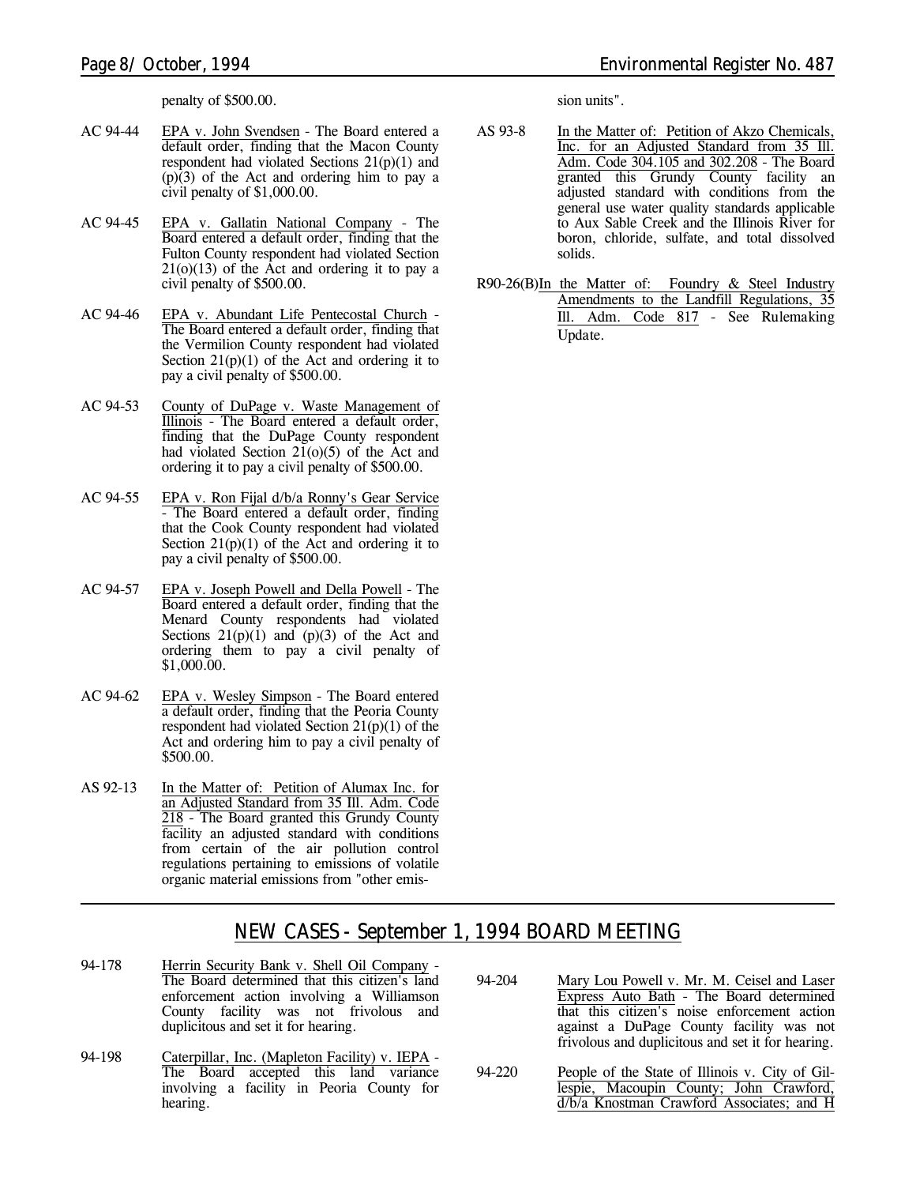penalty of $500.00.

AC 94-44 EPA v. John Svendsen - The Board entered a default order, finding that the Macon County respondent had violated Sections 21(p)(1) and (p)(3) of the Act and ordering him to pay a civil penalty of $1,000.00.

AC 94-45 EPA v. Gallatin National Company - The Board entered a default order, finding that the Fulton County respondent had violated Section 21(o)(13) of the Act and ordering it to pay a civil penalty of $500.00.

AC 94-46 EPA v. Abundant Life Pentecostal Church - The Board entered a default order, finding that the Vermilion County respondent had violated Section 21(p)(1) of the Act and ordering it to pay a civil penalty of $500.00.

AC 94-53 County of DuPage v. Waste Management of Illinois - The Board entered a default order, finding that the DuPage County respondent had violated Section 21(o)(5) of the Act and ordering it to pay a civil penalty of $500.00.

AC 94-55 EPA v. Ron Fijal d/b/a Ronny's Gear Service - The Board entered a default order, finding that the Cook County respondent had violated Section 21(p)(1) of the Act and ordering it to pay a civil penalty of $500.00.

AC 94-57 EPA v. Joseph Powell and Della Powell - The Board entered a default order, finding that the Menard County respondents had violated Sections 21(p)(1) and (p)(3) of the Act and ordering them to pay a civil penalty of $1,000.00.

AC 94-62 EPA v. Wesley Simpson - The Board entered a default order, finding that the Peoria County respondent had violated Section 21(p)(1) of the Act and ordering him to pay a civil penalty of $500.00.

AS 92-13 In the Matter of: Petition of Alumax Inc. for an Adjusted Standard from 35 Ill. Adm. Code 218 - The Board granted this Grundy County facility an adjusted standard with conditions from certain of the air pollution control regulations pertaining to emissions of volatile organic material emissions from "other emission units".

AS 93-8 In the Matter of: Petition of Akzo Chemicals, Inc. for an Adjusted Standard from 35 Ill. Adm. Code 304.105 and 302.208 - The Board granted this Grundy County facility an adjusted standard with conditions from the general use water quality standards applicable to Aux Sable Creek and the Illinois River for boron, chloride, sulfate, and total dissolved solids.

R90-26(B) In the Matter of: Foundry & Steel Industry Amendments to the Landfill Regulations, 35 Ill. Adm. Code 817 - See Rulemaking Update.

## NEW CASES - September 1, 1994 BOARD MEETING

94-178 Herrin Security Bank v. Shell Oil Company - The Board determined that this citizen's land enforcement action involving a Williamson County facility was not frivolous and duplicitous and set it for hearing.

94-198 Caterpillar, Inc. (Mapleton Facility) v. IEPA - The Board accepted this land variance involving a facility in Peoria County for hearing.

94-204 Mary Lou Powell v. Mr. M. Ceisel and Laser Express Auto Bath - The Board determined that this citizen's noise enforcement action against a DuPage County facility was not frivolous and duplicitous and set it for hearing.

94-220 People of the State of Illinois v. City of Gillespie, Macoupin County; John Crawford, d/b/a Knostman Crawford Associates; and H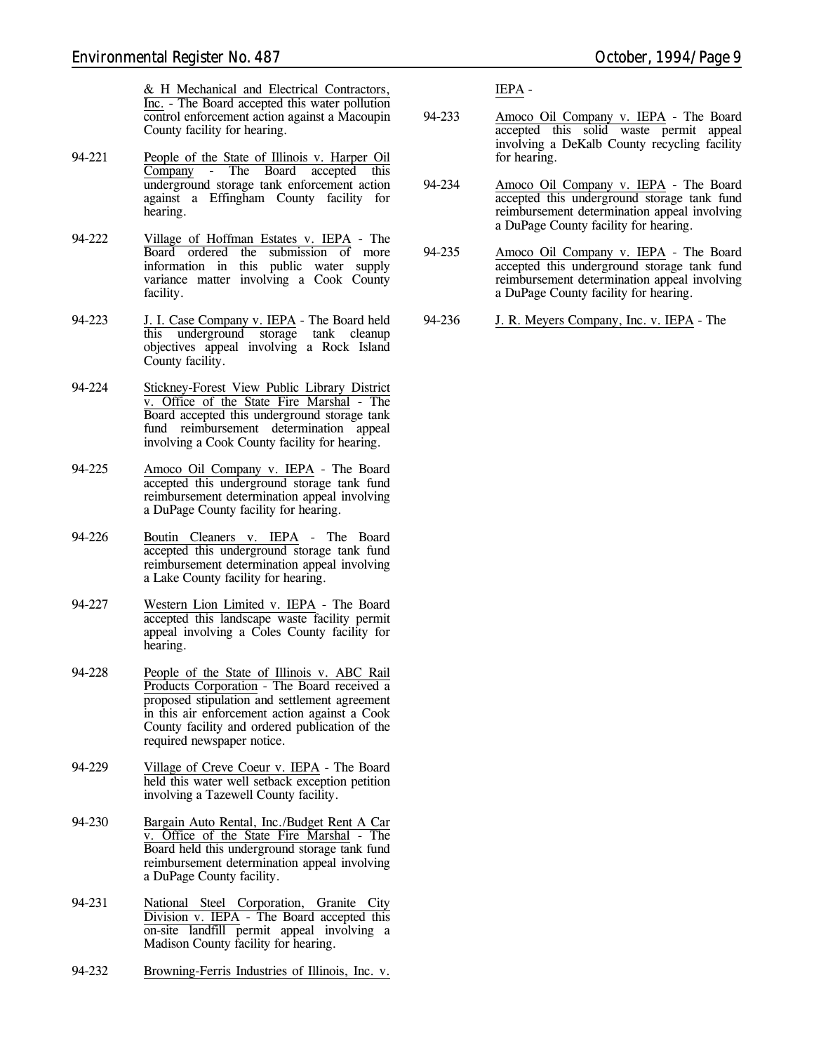& H Mechanical and Electrical Contractors, Inc. - The Board accepted this water pollution control enforcement action against a Macoupin County facility for hearing.

94-221 People of the State of Illinois v. Harper Oil Company - The Board accepted this underground storage tank enforcement action against a Effingham County facility for hearing.

94-222 Village of Hoffman Estates v. IEPA - The Board ordered the submission of more information in this public water supply variance matter involving a Cook County facility.

94-223 J. I. Case Company v. IEPA - The Board held this underground storage tank cleanup objectives appeal involving a Rock Island County facility.

94-224 Stickney-Forest View Public Library District v. Office of the State Fire Marshal - The Board accepted this underground storage tank fund reimbursement determination appeal involving a Cook County facility for hearing.

94-225 Amoco Oil Company v. IEPA - The Board accepted this underground storage tank fund reimbursement determination appeal involving a DuPage County facility for hearing.

94-226 Boutin Cleaners v. IEPA - The Board accepted this underground storage tank fund reimbursement determination appeal involving a Lake County facility for hearing.

94-227 Western Lion Limited v. IEPA - The Board accepted this landscape waste facility permit appeal involving a Coles County facility for hearing.

94-228 People of the State of Illinois v. ABC Rail Products Corporation - The Board received a proposed stipulation and settlement agreement in this air enforcement action against a Cook County facility and ordered publication of the required newspaper notice.

94-229 Village of Creve Coeur v. IEPA - The Board held this water well setback exception petition involving a Tazewell County facility.

94-230 Bargain Auto Rental, Inc./Budget Rent A Car v. Office of the State Fire Marshal - The Board held this underground storage tank fund reimbursement determination appeal involving a DuPage County facility.

94-231 National Steel Corporation, Granite City Division v. IEPA - The Board accepted this on-site landfill permit appeal involving a Madison County facility for hearing.

94-232 Browning-Ferris Industries of Illinois, Inc. v. IEPA -

94-233 Amoco Oil Company v. IEPA - The Board accepted this solid waste permit appeal involving a DeKalb County recycling facility for hearing.

94-234 Amoco Oil Company v. IEPA - The Board accepted this underground storage tank fund reimbursement determination appeal involving a DuPage County facility for hearing.

94-235 Amoco Oil Company v. IEPA - The Board accepted this underground storage tank fund reimbursement determination appeal involving a DuPage County facility for hearing.

94-236 J. R. Meyers Company, Inc. v. IEPA - The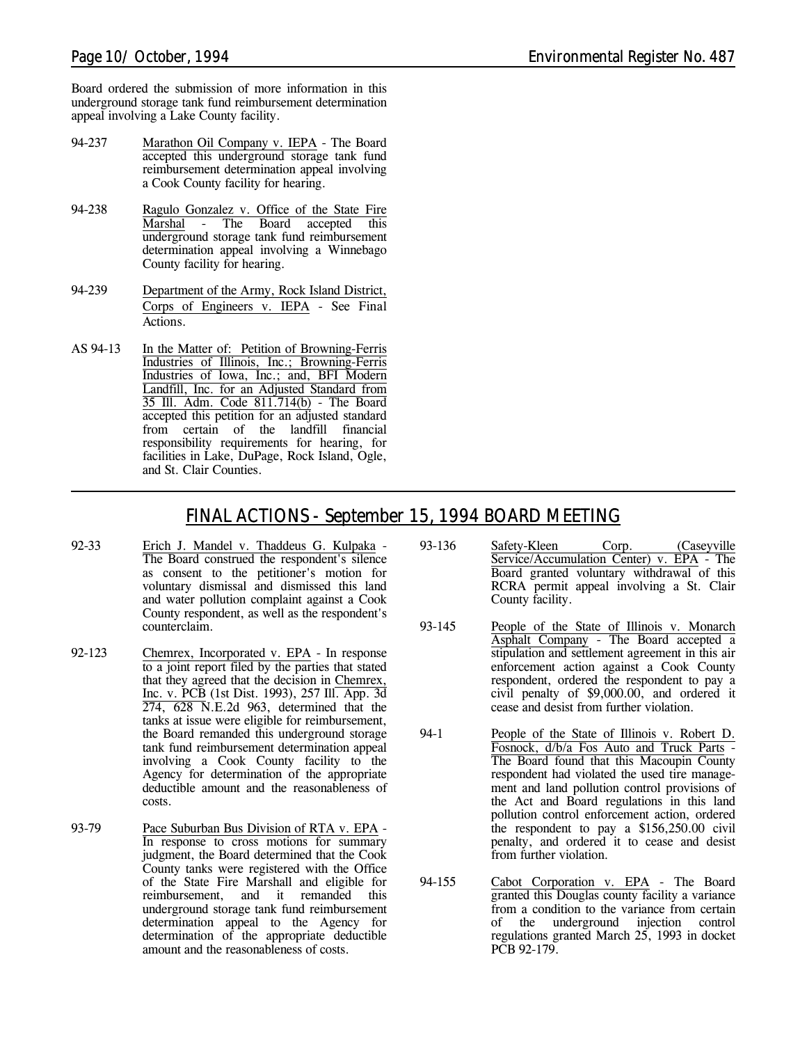Board ordered the submission of more information in this underground storage tank fund reimbursement determination appeal involving a Lake County facility.

94-237 Marathon Oil Company v. IEPA - The Board accepted this underground storage tank fund reimbursement determination appeal involving a Cook County facility for hearing.

94-238 Ragulo Gonzalez v. Office of the State Fire Marshal - The Board accepted this underground storage tank fund reimbursement determination appeal involving a Winnebago County facility for hearing.

94-239 Department of the Army, Rock Island District, Corps of Engineers v. IEPA - See Final Actions.

AS 94-13 In the Matter of: Petition of Browning-Ferris Industries of Illinois, Inc.; Browning-Ferris Industries of Iowa, Inc.; and, BFI Modern Landfill, Inc. for an Adjusted Standard from 35 Ill. Adm. Code 811.714(b) - The Board accepted this petition for an adjusted standard from certain of the landfill financial responsibility requirements for hearing, for facilities in Lake, DuPage, Rock Island, Ogle, and St. Clair Counties.

## FINAL ACTIONS - September 15, 1994 BOARD MEETING

92-33 Erich J. Mandel v. Thaddeus G. Kulpaka - The Board construed the respondent's silence as consent to the petitioner's motion for voluntary dismissal and dismissed this land and water pollution complaint against a Cook County respondent, as well as the respondent's counterclaim.

92-123 Chemrex, Incorporated v. EPA - In response to a joint report filed by the parties that stated that they agreed that the decision in Chemrex, Inc. v. PCB (1st Dist. 1993), 257 Ill. App. 3d 274, 628 N.E.2d 963, determined that the tanks at issue were eligible for reimbursement, the Board remanded this underground storage tank fund reimbursement determination appeal involving a Cook County facility to the Agency for determination of the appropriate deductible amount and the reasonableness of costs.

93-79 Pace Suburban Bus Division of RTA v. EPA - In response to cross motions for summary judgment, the Board determined that the Cook County tanks were registered with the Office of the State Fire Marshall and eligible for reimbursement, and it remanded this underground storage tank fund reimbursement determination appeal to the Agency for determination of the appropriate deductible amount and the reasonableness of costs.

93-136 Safety-Kleen Corp. (Caseyville Service/Accumulation Center) v. EPA - The Board granted voluntary withdrawal of this RCRA permit appeal involving a St. Clair County facility.

93-145 People of the State of Illinois v. Monarch Asphalt Company - The Board accepted a stipulation and settlement agreement in this air enforcement action against a Cook County respondent, ordered the respondent to pay a civil penalty of $9,000.00, and ordered it cease and desist from further violation.

94-1 People of the State of Illinois v. Robert D. Fosnock, d/b/a Fos Auto and Truck Parts - The Board found that this Macoupin County respondent had violated the used tire management and land pollution control provisions of the Act and Board regulations in this land pollution control enforcement action, ordered the respondent to pay a $156,250.00 civil penalty, and ordered it to cease and desist from further violation.

94-155 Cabot Corporation v. EPA - The Board granted this Douglas county facility a variance from a condition to the variance from certain of the underground injection control regulations granted March 25, 1993 in docket PCB 92-179.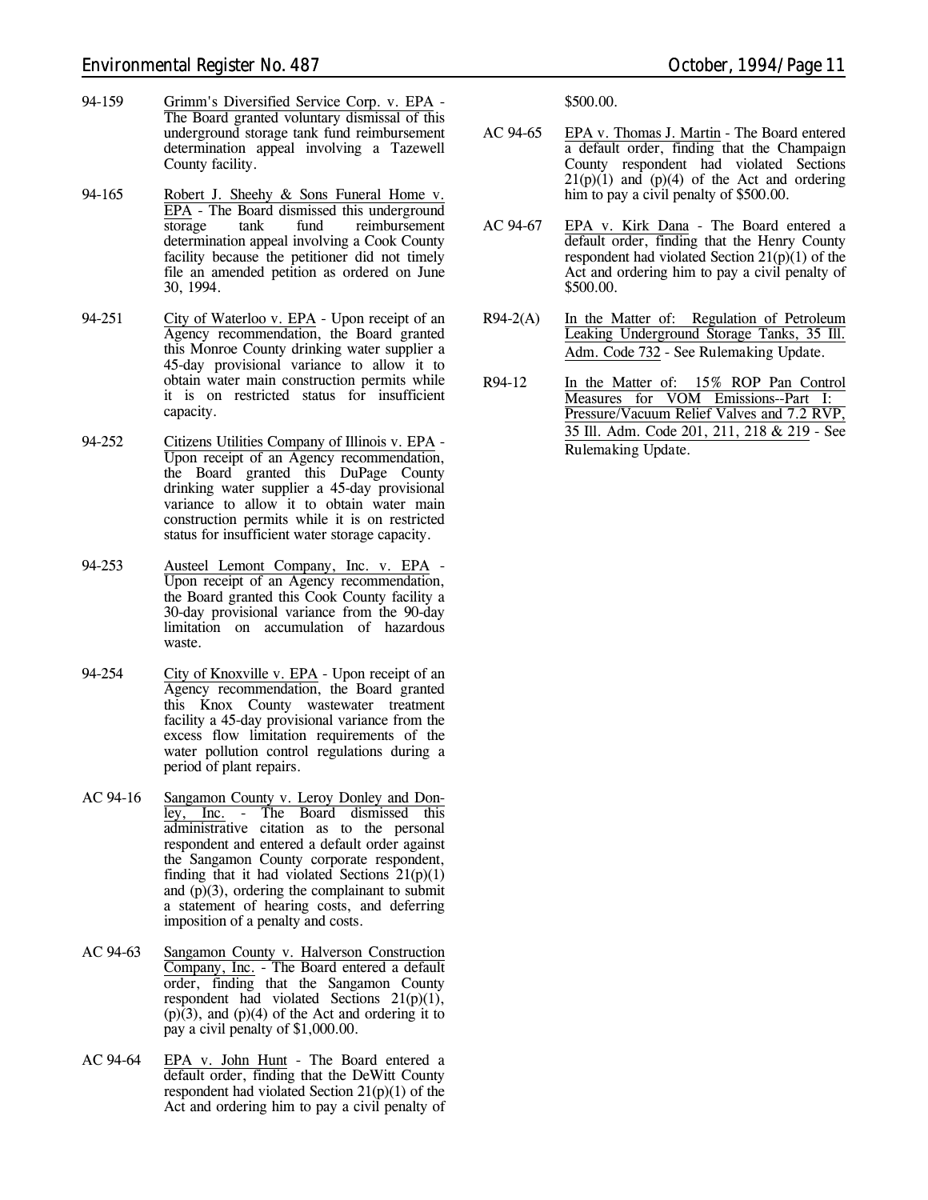94-159 Grimm's Diversified Service Corp. v. EPA - The Board granted voluntary dismissal of this underground storage tank fund reimbursement determination appeal involving a Tazewell County facility.

94-165 Robert J. Sheehy & Sons Funeral Home v. EPA - The Board dismissed this underground storage tank fund reimbursement determination appeal involving a Cook County facility because the petitioner did not timely file an amended petition as ordered on June 30, 1994.

94-251 City of Waterloo v. EPA - Upon receipt of an Agency recommendation, the Board granted this Monroe County drinking water supplier a 45-day provisional variance to allow it to obtain water main construction permits while it is on restricted status for insufficient capacity.

94-252 Citizens Utilities Company of Illinois v. EPA - Upon receipt of an Agency recommendation, the Board granted this DuPage County drinking water supplier a 45-day provisional variance to allow it to obtain water main construction permits while it is on restricted status for insufficient water storage capacity.

94-253 Austeel Lemont Company, Inc. v. EPA - Upon receipt of an Agency recommendation, the Board granted this Cook County facility a 30-day provisional variance from the 90-day limitation on accumulation of hazardous waste.

94-254 City of Knoxville v. EPA - Upon receipt of an Agency recommendation, the Board granted this Knox County wastewater treatment facility a 45-day provisional variance from the excess flow limitation requirements of the water pollution control regulations during a period of plant repairs.

AC 94-16 Sangamon County v. Leroy Donley and Donley, Inc. - The Board dismissed this administrative citation as to the personal respondent and entered a default order against the Sangamon County corporate respondent, finding that it had violated Sections 21(p)(1) and (p)(3), ordering the complainant to submit a statement of hearing costs, and deferring imposition of a penalty and costs.

AC 94-63 Sangamon County v. Halverson Construction Company, Inc. - The Board entered a default order, finding that the Sangamon County respondent had violated Sections 21(p)(1), (p)(3), and (p)(4) of the Act and ordering it to pay a civil penalty of $1,000.00.

AC 94-64 EPA v. John Hunt - The Board entered a default order, finding that the DeWitt County respondent had violated Section 21(p)(1) of the Act and ordering him to pay a civil penalty of $500.00.

AC 94-65 EPA v. Thomas J. Martin - The Board entered a default order, finding that the Champaign County respondent had violated Sections 21(p)(1) and (p)(4) of the Act and ordering him to pay a civil penalty of $500.00.

AC 94-67 EPA v. Kirk Dana - The Board entered a default order, finding that the Henry County respondent had violated Section 21(p)(1) of the Act and ordering him to pay a civil penalty of $500.00.

R94-2(A) In the Matter of: Regulation of Petroleum Leaking Underground Storage Tanks, 35 Ill. Adm. Code 732 - See Rulemaking Update.

R94-12 In the Matter of: 15% ROP Pan Control Measures for VOM Emissions--Part I: Pressure/Vacuum Relief Valves and 7.2 RVP, 35 Ill. Adm. Code 201, 211, 218 & 219 - See Rulemaking Update.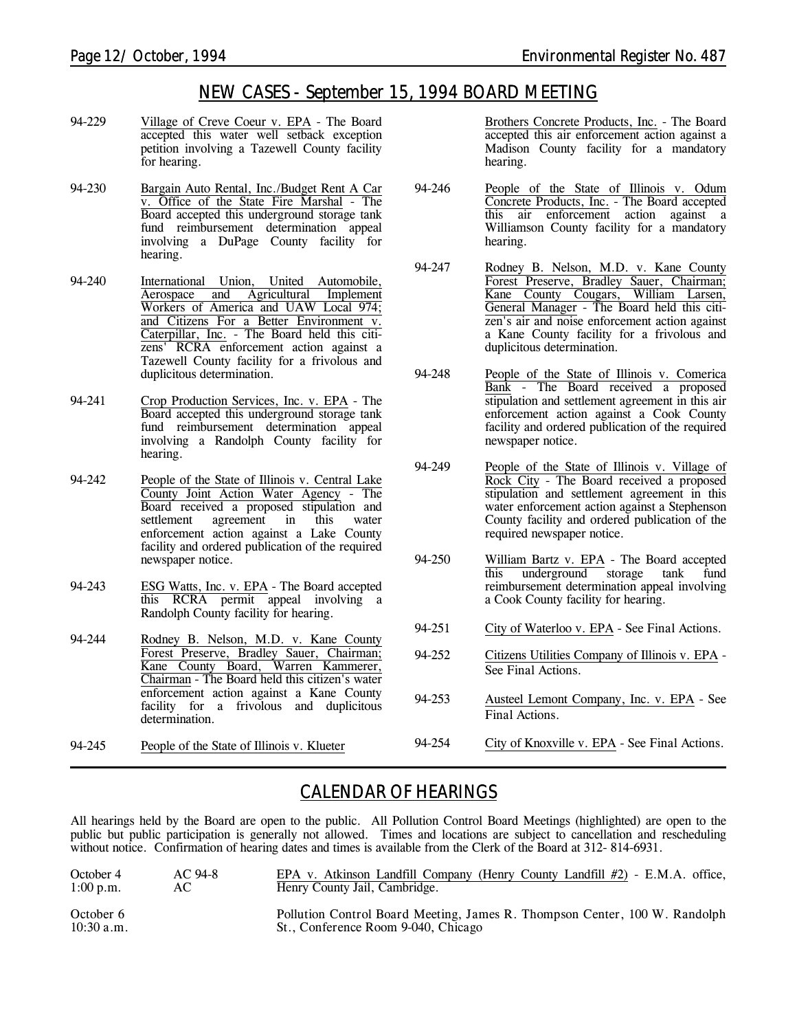## NEW CASES - September 15, 1994 BOARD MEETING

94-229 Village of Creve Coeur v. EPA - The Board accepted this water well setback exception petition involving a Tazewell County facility for hearing.

94-230 Bargain Auto Rental, Inc./Budget Rent A Car v. Office of the State Fire Marshal - The Board accepted this underground storage tank fund reimbursement determination appeal involving a DuPage County facility for hearing.

94-240 International Union, United Automobile, Aerospace and Agricultural Implement Workers of America and UAW Local 974; and Citizens For a Better Environment v. Caterpillar, Inc. - The Board held this citizens' RCRA enforcement action against a Tazewell County facility for a frivolous and duplicitous determination.

94-241 Crop Production Services, Inc. v. EPA - The Board accepted this underground storage tank fund reimbursement determination appeal involving a Randolph County facility for hearing.

94-242 People of the State of Illinois v. Central Lake County Joint Action Water Agency - The Board received a proposed stipulation and settlement agreement in this water enforcement action against a Lake County facility and ordered publication of the required newspaper notice.

94-243 ESG Watts, Inc. v. EPA - The Board accepted this RCRA permit appeal involving a Randolph County facility for hearing.

94-244 Rodney B. Nelson, M.D. v. Kane County Forest Preserve, Bradley Sauer, Chairman; Kane County Board, Warren Kammerer, Chairman - The Board held this citizen's water enforcement action against a Kane County facility for a frivolous and duplicitous determination.

94-245 People of the State of Illinois v. Klueter Brothers Concrete Products, Inc. - The Board accepted this air enforcement action against a Madison County facility for a mandatory hearing.

94-246 People of the State of Illinois v. Odum Concrete Products, Inc. - The Board accepted this air enforcement action against a Williamson County facility for a mandatory hearing.

94-247 Rodney B. Nelson, M.D. v. Kane County Forest Preserve, Bradley Sauer, Chairman; Kane County Cougars, William Larsen, General Manager - The Board held this citizen's air and noise enforcement action against a Kane County facility for a frivolous and duplicitous determination.

94-248 People of the State of Illinois v. Comerica Bank - The Board received a proposed stipulation and settlement agreement in this air enforcement action against a Cook County facility and ordered publication of the required newspaper notice.

94-249 People of the State of Illinois v. Village of Rock City - The Board received a proposed stipulation and settlement agreement in this water enforcement action against a Stephenson County facility and ordered publication of the required newspaper notice.

94-250 William Bartz v. EPA - The Board accepted this underground storage tank fund reimbursement determination appeal involving a Cook County facility for hearing.

94-251 City of Waterloo v. EPA - See Final Actions.

94-252 Citizens Utilities Company of Illinois v. EPA - See Final Actions.

94-253 Austeel Lemont Company, Inc. v. EPA - See Final Actions.

94-254 City of Knoxville v. EPA - See Final Actions.

## CALENDAR OF HEARINGS

All hearings held by the Board are open to the public. All Pollution Control Board Meetings (highlighted) are open to the public but public participation is generally not allowed. Times and locations are subject to cancellation and rescheduling without notice. Confirmation of hearing dates and times is available from the Clerk of the Board at 312- 814-6931.

| | | |
|---|---|---|
| October 4<br>1:00 p.m. | AC 94-8<br>AC | EPA v. Atkinson Landfill Company (Henry County Landfill #2) - E.M.A. office, Henry County Jail, Cambridge. |
| October 6<br>10:30 a.m. | | Pollution Control Board Meeting, James R. Thompson Center, 100 W. Randolph St., Conference Room 9-040, Chicago |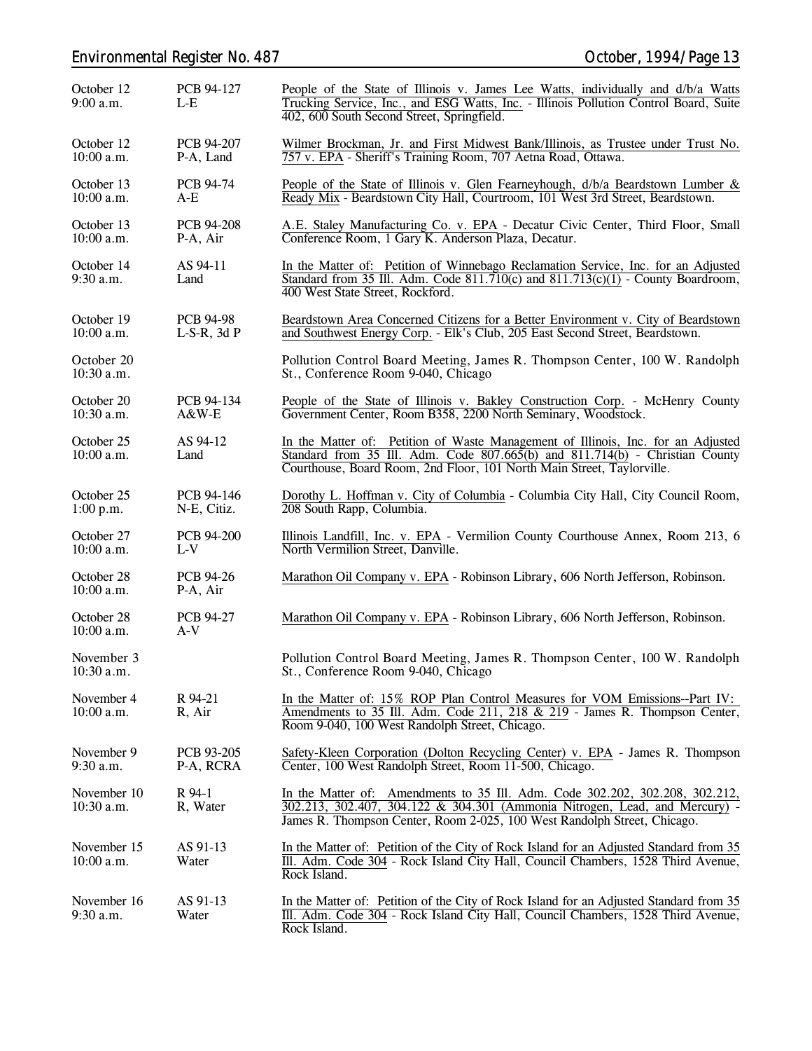| | | |
|---|---|---|
| October 12<br>9:00 a.m. | PCB 94-127<br>L-E | People of the State of Illinois v. James Lee Watts, individually and d/b/a Watts Trucking Service, Inc., and ESG Watts, Inc. - Illinois Pollution Control Board, Suite 402, 600 South Second Street, Springfield. |
| October 12<br>10:00 a.m. | PCB 94-207<br>P-A, Land | Wilmer Brockman, Jr. and First Midwest Bank/Illinois, as Trustee under Trust No. 757 v. EPA - Sheriff's Training Room, 707 Aetna Road, Ottawa. |
| October 13<br>10:00 a.m. | PCB 94-74<br>A-E | People of the State of Illinois v. Glen Fearneyhough, d/b/a Beardstown Lumber & Ready Mix - Beardstown City Hall, Courtroom, 101 West 3rd Street, Beardstown. |
| October 13<br>10:00 a.m. | PCB 94-208<br>P-A, Air | A.E. Staley Manufacturing Co. v. EPA - Decatur Civic Center, Third Floor, Small Conference Room, 1 Gary K. Anderson Plaza, Decatur. |
| October 14<br>9:30 a.m. | AS 94-11<br>Land | In the Matter of: Petition of Winnebago Reclamation Service, Inc. for an Adjusted Standard from 35 Ill. Adm. Code 811.710(c) and 811.713(c)(1) - County Boardroom, 400 West State Street, Rockford. |
| October 19<br>10:00 a.m. | PCB 94-98<br>L-S-R, 3d P | Beardstown Area Concerned Citizens for a Better Environment v. City of Beardstown and Southwest Energy Corp. - Elk's Club, 205 East Second Street, Beardstown. |
| October 20<br>10:30 a.m. | | Pollution Control Board Meeting, James R. Thompson Center, 100 W. Randolph St., Conference Room 9-040, Chicago |
| October 20<br>10:30 a.m. | PCB 94-134<br>A&W-E | People of the State of Illinois v. Bakley Construction Corp. - McHenry County Government Center, Room B358, 2200 North Seminary, Woodstock. |
| October 25<br>10:00 a.m. | AS 94-12<br>Land | In the Matter of: Petition of Waste Management of Illinois, Inc. for an Adjusted Standard from 35 Ill. Adm. Code 807.665(b) and 811.714(b) - Christian County Courthouse, Board Room, 2nd Floor, 101 North Main Street, Taylorville. |
| October 25<br>1:00 p.m. | PCB 94-146<br>N-E, Citiz. | Dorothy L. Hoffman v. City of Columbia - Columbia City Hall, City Council Room, 208 South Rapp, Columbia. |
| October 27<br>10:00 a.m. | PCB 94-200<br>L-V | Illinois Landfill, Inc. v. EPA - Vermilion County Courthouse Annex, Room 213, 6 North Vermilion Street, Danville. |
| October 28<br>10:00 a.m. | PCB 94-26<br>P-A, Air | Marathon Oil Company v. EPA - Robinson Library, 606 North Jefferson, Robinson. |
| October 28<br>10:00 a.m. | PCB 94-27<br>A-V | Marathon Oil Company v. EPA - Robinson Library, 606 North Jefferson, Robinson. |
| November 3<br>10:30 a.m. | | Pollution Control Board Meeting, James R. Thompson Center, 100 W. Randolph St., Conference Room 9-040, Chicago |
| November 4<br>10:00 a.m. | R 94-21<br>R, Air | In the Matter of: 15% ROP Plan Control Measures for VOM Emissions--Part IV: Amendments to 35 Ill. Adm. Code 211, 218 & 219 - James R. Thompson Center, Room 9-040, 100 West Randolph Street, Chicago. |
| November 9<br>9:30 a.m. | PCB 93-205<br>P-A, RCRA | Safety-Kleen Corporation (Dolton Recycling Center) v. EPA - James R. Thompson Center, 100 West Randolph Street, Room 11-500, Chicago. |
| November 10<br>10:30 a.m. | R 94-1<br>R, Water | In the Matter of: Amendments to 35 Ill. Adm. Code 302.202, 302.208, 302.212, 302.213, 302.407, 304.122 & 304.301 (Ammonia Nitrogen, Lead, and Mercury) - James R. Thompson Center, Room 2-025, 100 West Randolph Street, Chicago. |
| November 15<br>10:00 a.m. | AS 91-13<br>Water | In the Matter of: Petition of the City of Rock Island for an Adjusted Standard from 35 Ill. Adm. Code 304 - Rock Island City Hall, Council Chambers, 1528 Third Avenue, Rock Island. |
| November 16<br>9:30 a.m. | AS 91-13<br>Water | In the Matter of: Petition of the City of Rock Island for an Adjusted Standard from 35 Ill. Adm. Code 304 - Rock Island City Hall, Council Chambers, 1528 Third Avenue, Rock Island. |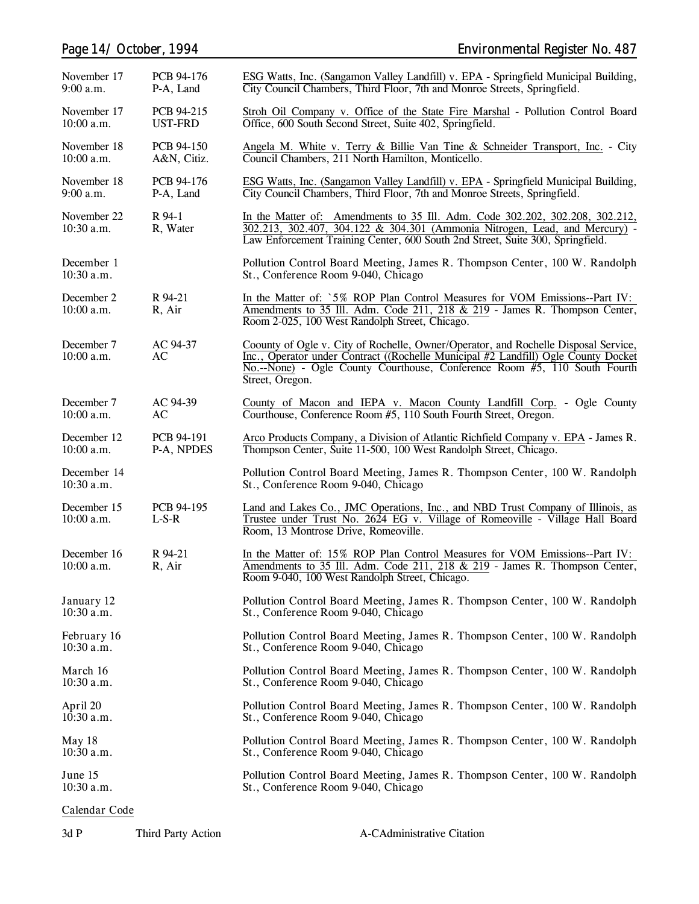| | | |
|---|---|---|
| November 17<br>9:00 a.m. | PCB 94-176<br>P-A, Land | ESG Watts, Inc. (Sangamon Valley Landfill) v. EPA - Springfield Municipal Building, City Council Chambers, Third Floor, 7th and Monroe Streets, Springfield. |
| November 17<br>10:00 a.m. | PCB 94-215<br>UST-FRD | Stroh Oil Company v. Office of the State Fire Marshal - Pollution Control Board Office, 600 South Second Street, Suite 402, Springfield. |
| November 18<br>10:00 a.m. | PCB 94-150<br>A&N, Citiz. | Angela M. White v. Terry & Billie Van Tine & Schneider Transport, Inc. - City Council Chambers, 211 North Hamilton, Monticello. |
| November 18<br>9:00 a.m. | PCB 94-176<br>P-A, Land | ESG Watts, Inc. (Sangamon Valley Landfill) v. EPA - Springfield Municipal Building, City Council Chambers, Third Floor, 7th and Monroe Streets, Springfield. |
| November 22<br>10:30 a.m. | R 94-1<br>R, Water | In the Matter of: Amendments to 35 Ill. Adm. Code 302.202, 302.208, 302.212, 302.213, 302.407, 304.122 & 304.301 (Ammonia Nitrogen, Lead, and Mercury) - Law Enforcement Training Center, 600 South 2nd Street, Suite 300, Springfield. |
| December 1<br>10:30 a.m. | | Pollution Control Board Meeting, James R. Thompson Center, 100 W. Randolph St., Conference Room 9-040, Chicago |
| December 2<br>10:00 a.m. | R 94-21<br>R, Air | In the Matter of: `5% ROP Plan Control Measures for VOM Emissions--Part IV: Amendments to 35 Ill. Adm. Code 211, 218 & 219 - James R. Thompson Center, Room 2-025, 100 West Randolph Street, Chicago. |
| December 7<br>10:00 a.m. | AC 94-37<br>AC | Coounty of Ogle v. City of Rochelle, Owner/Operator, and Rochelle Disposal Service, Inc., Operator under Contract ((Rochelle Municipal #2 Landfill) Ogle County Docket No.--None) - Ogle County Courthouse, Conference Room #5, 110 South Fourth Street, Oregon. |
| December 7<br>10:00 a.m. | AC 94-39<br>AC | County of Macon and IEPA v. Macon County Landfill Corp. - Ogle County Courthouse, Conference Room #5, 110 South Fourth Street, Oregon. |
| December 12<br>10:00 a.m. | PCB 94-191<br>P-A, NPDES | Arco Products Company, a Division of Atlantic Richfield Company v. EPA - James R. Thompson Center, Suite 11-500, 100 West Randolph Street, Chicago. |
| December 14<br>10:30 a.m. | | Pollution Control Board Meeting, James R. Thompson Center, 100 W. Randolph St., Conference Room 9-040, Chicago |
| December 15<br>10:00 a.m. | PCB 94-195<br>L-S-R | Land and Lakes Co., JMC Operations, Inc., and NBD Trust Company of Illinois, as Trustee under Trust No. 2624 EG v. Village of Romeoville - Village Hall Board Room, 13 Montrose Drive, Romeoville. |
| December 16<br>10:00 a.m. | R 94-21<br>R, Air | In the Matter of: 15% ROP Plan Control Measures for VOM Emissions--Part IV: Amendments to 35 Ill. Adm. Code 211, 218 & 219 - James R. Thompson Center, Room 9-040, 100 West Randolph Street, Chicago. |
| January 12<br>10:30 a.m. | | Pollution Control Board Meeting, James R. Thompson Center, 100 W. Randolph St., Conference Room 9-040, Chicago |
| February 16<br>10:30 a.m. | | Pollution Control Board Meeting, James R. Thompson Center, 100 W. Randolph St., Conference Room 9-040, Chicago |
| March 16<br>10:30 a.m. | | Pollution Control Board Meeting, James R. Thompson Center, 100 W. Randolph St., Conference Room 9-040, Chicago |
| April 20<br>10:30 a.m. | | Pollution Control Board Meeting, James R. Thompson Center, 100 W. Randolph St., Conference Room 9-040, Chicago |
| May 18<br>10:30 a.m. | | Pollution Control Board Meeting, James R. Thompson Center, 100 W. Randolph St., Conference Room 9-040, Chicago |
| June 15<br>10:30 a.m. | | Pollution Control Board Meeting, James R. Thompson Center, 100 W. Randolph St., Conference Room 9-040, Chicago |

Calendar Code

| | | |
|---|---|---|
| 3d P | Third Party Action | A-CAdministrative Citation |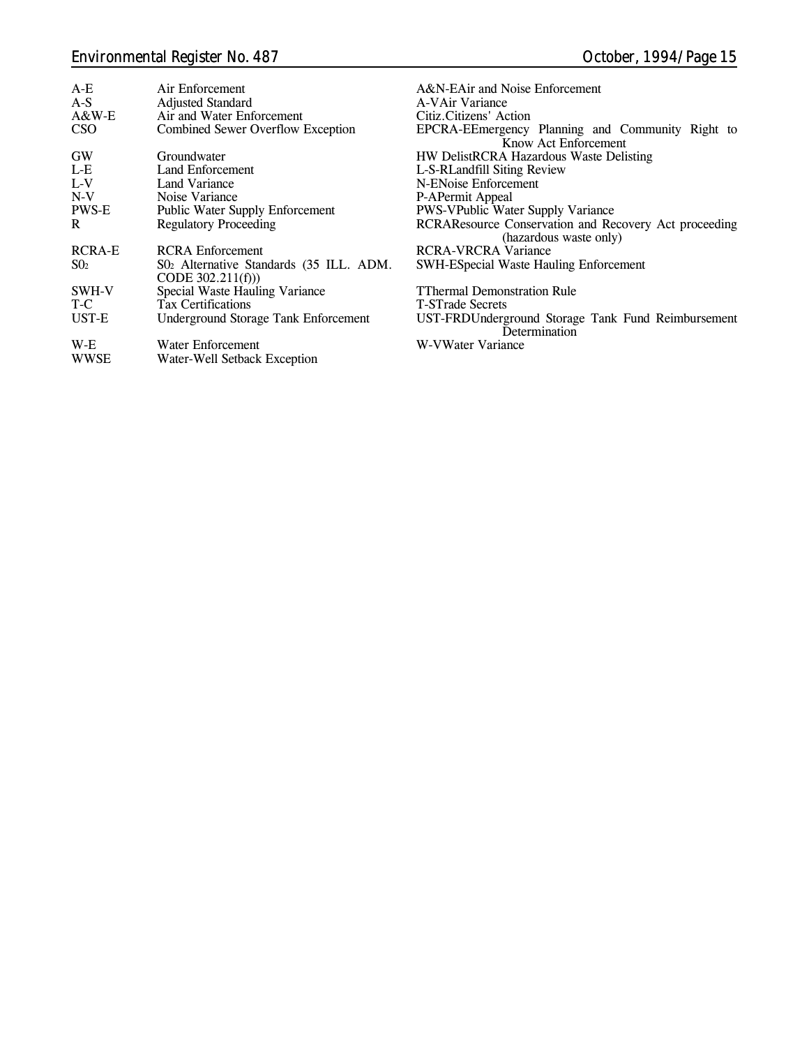| | | | |
|---|---|---|---|
| A-E | Air Enforcement | A&N-E | Air and Noise Enforcement |
| A-S | Adjusted Standard | A-V | Air Variance |
| A&W-E | Air and Water Enforcement | Citiz. | Citizens' Action |
| CSO | Combined Sewer Overflow Exception | EPCRA-E | Emergency Planning and Community Right to Know Act Enforcement |
| GW | Groundwater | HW Delist | RCRA Hazardous Waste Delisting |
| L-E | Land Enforcement | L-S-R | Landfill Siting Review |
| L-V | Land Variance | N-E | Noise Enforcement |
| N-V | Noise Variance | P-A | Permit Appeal |
| PWS-E | Public Water Supply Enforcement | PWS-V | Public Water Supply Variance |
| R | Regulatory Proceeding | RCRA | Resource Conservation and Recovery Act proceeding (hazardous waste only) |
| RCRA-E | RCRA Enforcement | RCRA-V | RCRA Variance |
| $S0_2$ | $S0_2$ Alternative Standards (35 ILL. ADM. CODE 302.211(f))) | SWH-E | Special Waste Hauling Enforcement |
| SWH-V | Special Waste Hauling Variance | T | Thermal Demonstration Rule |
| T-C | Tax Certifications | T-S | Trade Secrets |
| UST-E | Underground Storage Tank Enforcement | UST-FRD | Underground Storage Tank Fund Reimbursement Determination |
| W-E | Water Enforcement | W-V | Water Variance |
| WWSE | Water-Well Setback Exception | | |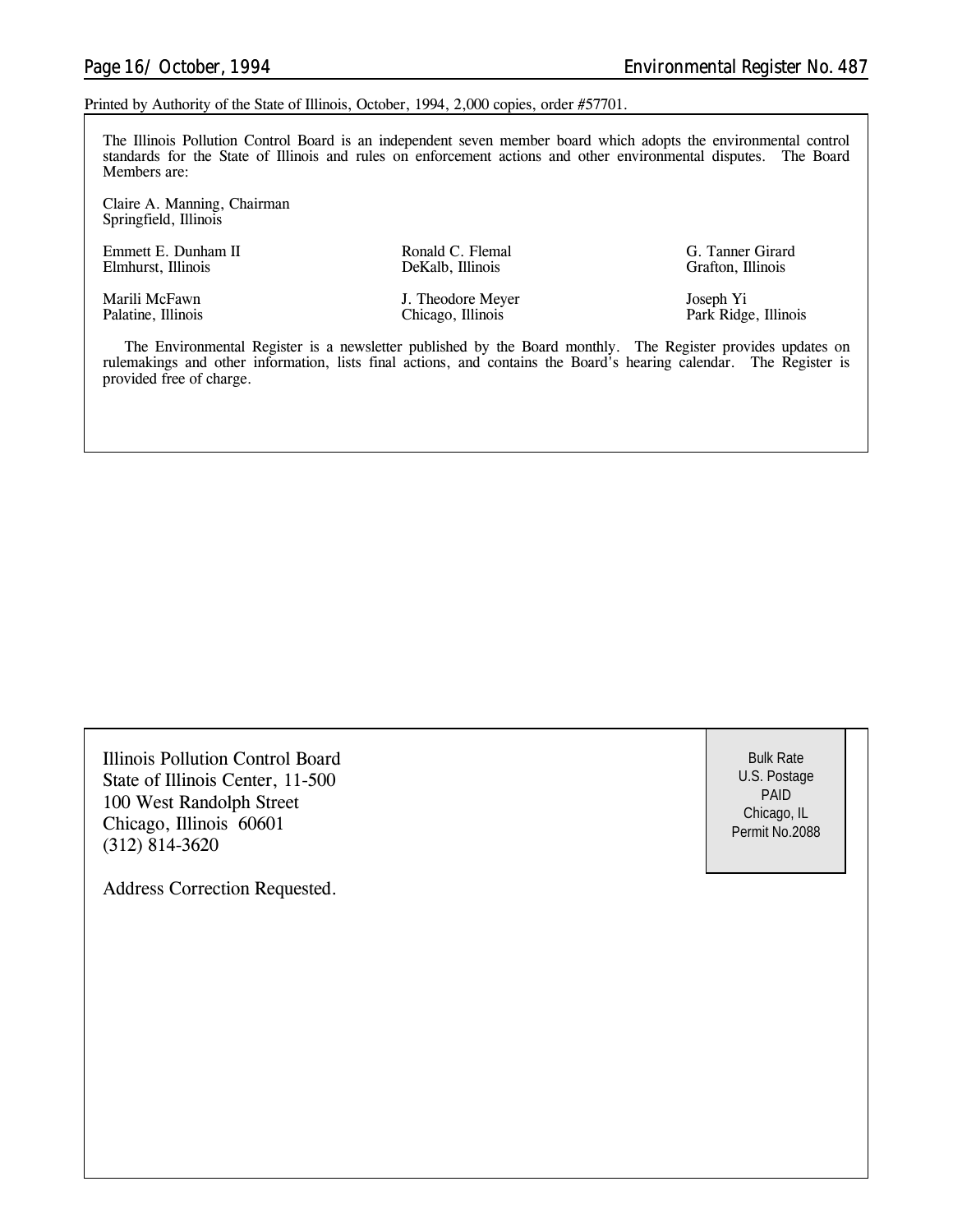Printed by Authority of the State of Illinois, October, 1994, 2,000 copies, order #57701.

The Illinois Pollution Control Board is an independent seven member board which adopts the environmental control standards for the State of Illinois and rules on enforcement actions and other environmental disputes. The Board Members are:

Claire A. Manning, Chairman
Springfield, Illinois

Emmett E. Dunham II
Elmhurst, Illinois

Ronald C. Flemal
DeKalb, Illinois

G. Tanner Girard
Grafton, Illinois

Marili McFawn
Palatine, Illinois

J. Theodore Meyer
Chicago, Illinois

Joseph Yi
Park Ridge, Illinois

The Environmental Register is a newsletter published by the Board monthly. The Register provides updates on rulemakings and other information, lists final actions, and contains the Board's hearing calendar. The Register is provided free of charge.

Illinois Pollution Control Board
State of Illinois Center, 11-500
100 West Randolph Street
Chicago, Illinois 60601
(312) 814-3620

Address Correction Requested.

Bulk Rate
U.S. Postage
PAID
Chicago, IL
Permit No.2088